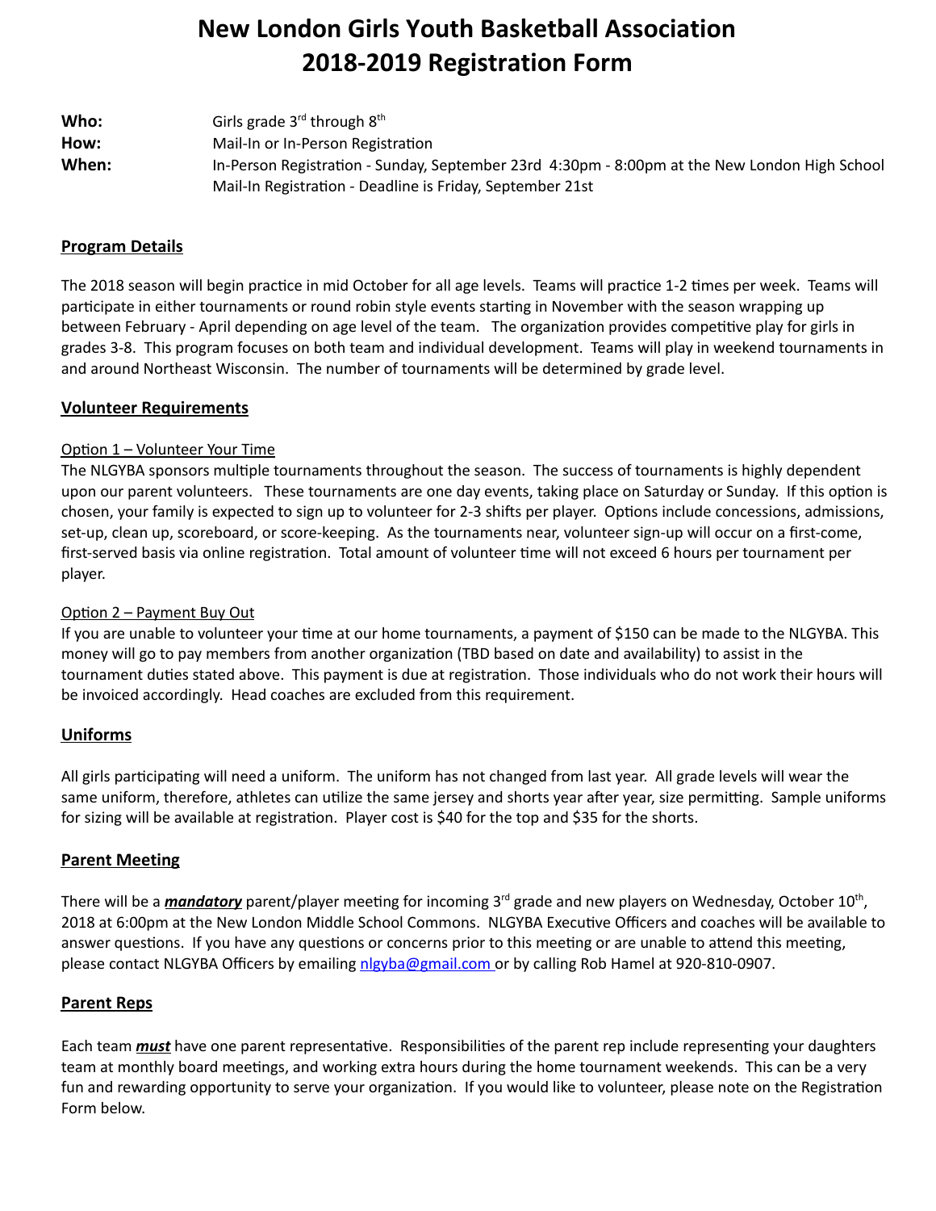# New London Girls Youth Basketball Association
# 2018-2019 Registration Form

| | |
|---|---|
| **Who:** | Girls grade 3rd through 8th |
| **How:** | Mail-In or In-Person Registration |
| **When:** | In-Person Registration - Sunday, September 23rd 4:30pm - 8:00pm at the New London High School<br>Mail-In Registration - Deadline is Friday, September 21st |

## Program Details

The 2018 season will begin practice in mid October for all age levels. Teams will practice 1-2 times per week. Teams will participate in either tournaments or round robin style events starting in November with the season wrapping up between February - April depending on age level of the team. The organization provides competitive play for girls in grades 3-8. This program focuses on both team and individual development. Teams will play in weekend tournaments in and around Northeast Wisconsin. The number of tournaments will be determined by grade level.

## Volunteer Requirements

Option 1 – Volunteer Your Time

The NLGYBA sponsors multiple tournaments throughout the season. The success of tournaments is highly dependent upon our parent volunteers. These tournaments are one day events, taking place on Saturday or Sunday. If this option is chosen, your family is expected to sign up to volunteer for 2-3 shifts per player. Options include concessions, admissions, set-up, clean up, scoreboard, or score-keeping. As the tournaments near, volunteer sign-up will occur on a first-come, first-served basis via online registration. Total amount of volunteer time will not exceed 6 hours per tournament per player.

Option 2 – Payment Buy Out

If you are unable to volunteer your time at our home tournaments, a payment of $150 can be made to the NLGYBA. This money will go to pay members from another organization (TBD based on date and availability) to assist in the tournament duties stated above. This payment is due at registration. Those individuals who do not work their hours will be invoiced accordingly. Head coaches are excluded from this requirement.

## Uniforms

All girls participating will need a uniform. The uniform has not changed from last year. All grade levels will wear the same uniform, therefore, athletes can utilize the same jersey and shorts year after year, size permitting. Sample uniforms for sizing will be available at registration. Player cost is $40 for the top and $35 for the shorts.

## Parent Meeting

There will be a ***mandatory*** parent/player meeting for incoming 3rd grade and new players on Wednesday, October 10th, 2018 at 6:00pm at the New London Middle School Commons. NLGYBA Executive Officers and coaches will be available to answer questions. If you have any questions or concerns prior to this meeting or are unable to attend this meeting, please contact NLGYBA Officers by emailing nlgyba@gmail.com or by calling Rob Hamel at 920-810-0907.

## Parent Reps

Each team ***must*** have one parent representative. Responsibilities of the parent rep include representing your daughters team at monthly board meetings, and working extra hours during the home tournament weekends. This can be a very fun and rewarding opportunity to serve your organization. If you would like to volunteer, please note on the Registration Form below.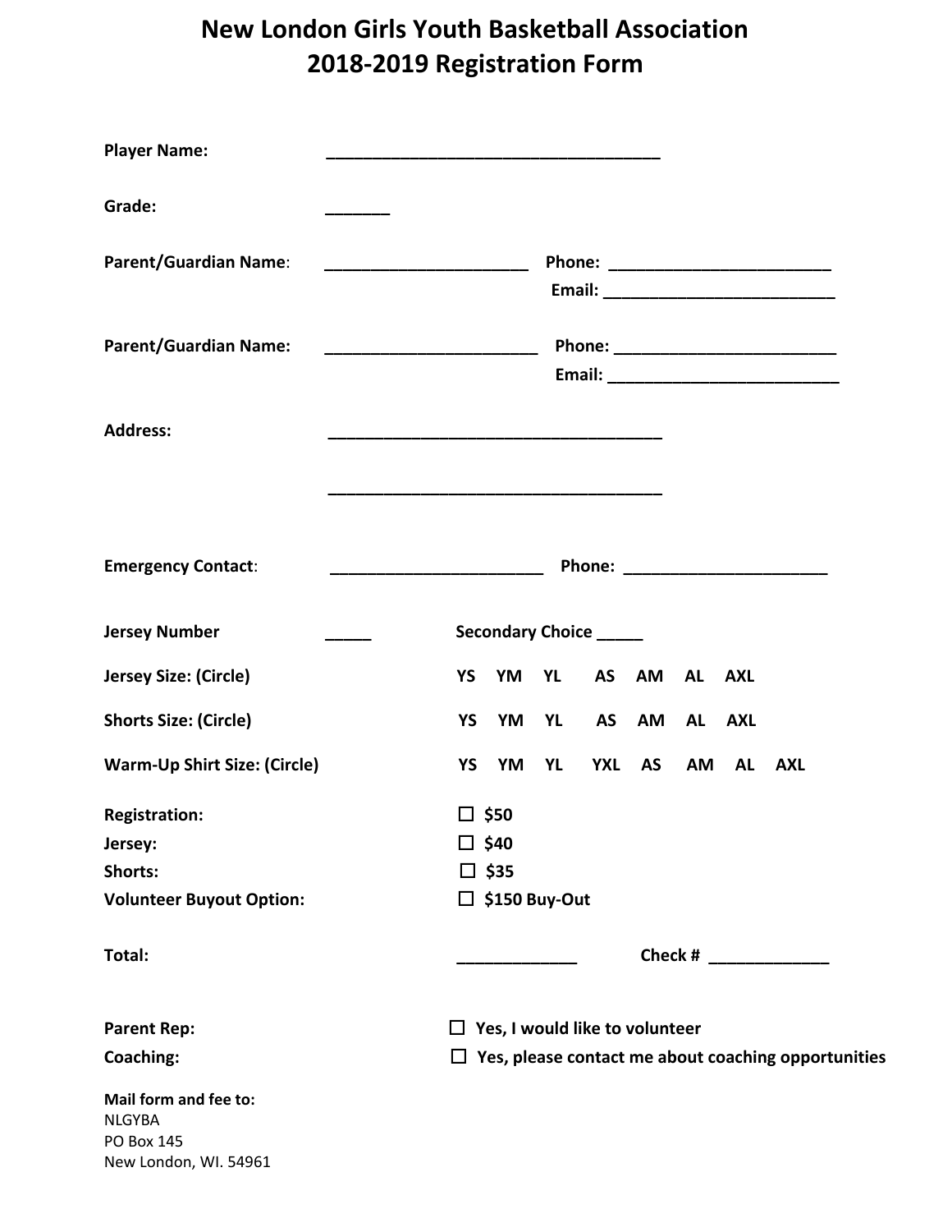# New London Girls Youth Basketball Association
# 2018-2019 Registration Form

**Player Name:** ____________________________________

**Grade:** _______

**Parent/Guardian Name:** ______________________ **Phone:** ________________________
**Email:** __________________________

**Parent/Guardian Name:** _______________________ **Phone:** ________________________
**Email:** __________________________

**Address:** ____________________________________

____________________________________

**Emergency Contact:** _______________________ **Phone:** ______________________

**Jersey Number** _____ **Secondary Choice** _____

**Jersey Size: (Circle)** YS YM YL AS AM AL AXL

**Shorts Size: (Circle)** YS YM YL AS AM AL AXL

**Warm-Up Shirt Size: (Circle)** YS YM YL YXL AS AM AL AXL

**Registration:** ☐ $50
**Jersey:** ☐ $40
**Shorts:** ☐ $35
**Volunteer Buyout Option:** ☐ $150 Buy-Out

**Total:** _____________ **Check #** _____________

**Parent Rep:** ☐ Yes, I would like to volunteer
**Coaching:** ☐ Yes, please contact me about coaching opportunities

**Mail form and fee to:**
NLGYBA
PO Box 145
New London, WI. 54961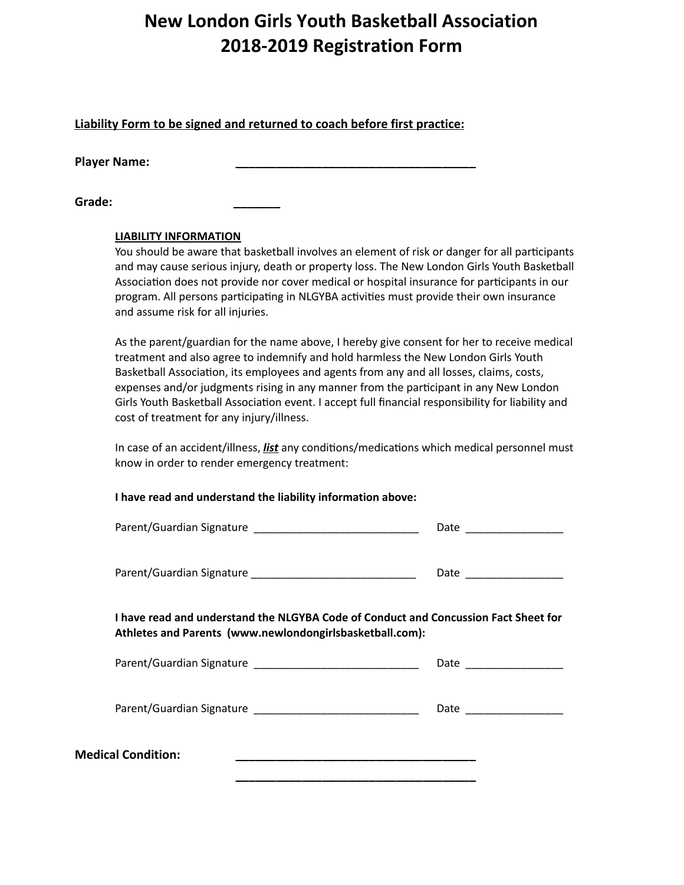# New London Girls Youth Basketball Association
# 2018-2019 Registration Form

**Liability Form to be signed and returned to coach before first practice:**

**Player Name:** ______________________________________

**Grade:** _______

**LIABILITY INFORMATION**

You should be aware that basketball involves an element of risk or danger for all participants and may cause serious injury, death or property loss. The New London Girls Youth Basketball Association does not provide nor cover medical or hospital insurance for participants in our program. All persons participating in NLGYBA activities must provide their own insurance and assume risk for all injuries.

As the parent/guardian for the name above, I hereby give consent for her to receive medical treatment and also agree to indemnify and hold harmless the New London Girls Youth Basketball Association, its employees and agents from any and all losses, claims, costs, expenses and/or judgments rising in any manner from the participant in any New London Girls Youth Basketball Association event. I accept full financial responsibility for liability and cost of treatment for any injury/illness.

In case of an accident/illness, ***list*** any conditions/medications which medical personnel must know in order to render emergency treatment:

**I have read and understand the liability information above:**

Parent/Guardian Signature ___________________________ Date ________________

Parent/Guardian Signature ___________________________ Date ________________

**I have read and understand the NLGYBA Code of Conduct and Concussion Fact Sheet for Athletes and Parents (www.newlondongirlsbasketball.com):**

Parent/Guardian Signature ___________________________ Date ________________

Parent/Guardian Signature ___________________________ Date ________________

**Medical Condition:** ______________________________________

______________________________________